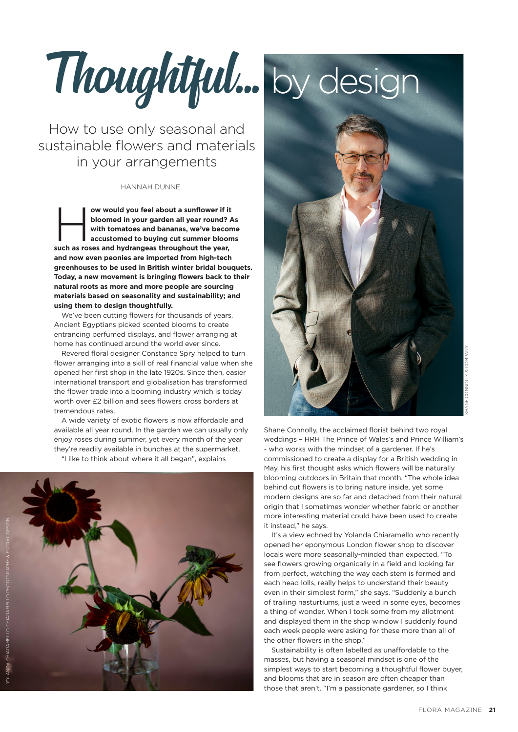# Thoughtful... by design

## How to use only seasonal and sustainable flowers and materials in your arrangements

HANNAH DUNNE

**How would you feel about a sunflower if it bloomed in your garden all year round? As with tomatoes and bananas, we've become accustomed to buying cut summer blooms such as roses and hydrangeas throughout the year, and now even peonies are imported from high-tech greenhouses to be used in British winter bridal bouquets. Today, a new movement is bringing flowers back to their natural roots as more and more people are sourcing materials based on seasonality and sustainability; and using them to design thoughtfully.**

We've been cutting flowers for thousands of years. Ancient Egyptians picked scented blooms to create entrancing perfumed displays, and flower arranging at home has continued around the world ever since.

Revered floral designer Constance Spry helped to turn flower arranging into a skill of real financial value when she opened her first shop in the late 1920s. Since then, easier international transport and globalisation has transformed the flower trade into a booming industry which is today worth over £2 billion and sees flowers cross borders at tremendous rates.

A wide variety of exotic flowers is now affordable and available all year round. In the garden we can usually only enjoy roses during summer, yet every month of the year they're readily available in bunches at the supermarket.

"I like to think about where it all began", explains Shane Connolly, the acclaimed florist behind two royal weddings – HRH The Prince of Wales's and Prince William's - who works with the mindset of a gardener. If he's commissioned to create a display for a British wedding in May, his first thought asks which flowers will be naturally blooming outdoors in Britain that month. "The whole idea behind cut flowers is to bring nature inside, yet some modern designs are so far and detached from their natural origin that I sometimes wonder whether fabric or another more interesting material could have been used to create it instead," he says.

SHANE CONNOLLY & COMPANY

YOLANDA CHIARAMELLO, CHIARAMELLO PHOTOGRAPHY & FLORAL DESIGN

It's a view echoed by Yolanda Chiaramello who recently opened her eponymous London flower shop to discover locals were more seasonally-minded than expected. "To see flowers growing organically in a field and looking far from perfect, watching the way each stem is formed and each head lolls, really helps to understand their beauty even in their simplest form," she says. "Suddenly a bunch of trailing nasturtiums, just a weed in some eyes, becomes a thing of wonder. When I took some from my allotment and displayed them in the shop window I suddenly found each week people were asking for these more than all of the other flowers in the shop."

Sustainability is often labelled as unaffordable to the masses, but having a seasonal mindset is one of the simplest ways to start becoming a thoughtful flower buyer, and blooms that are in season are often cheaper than those that aren't. "I'm a passionate gardener, so I think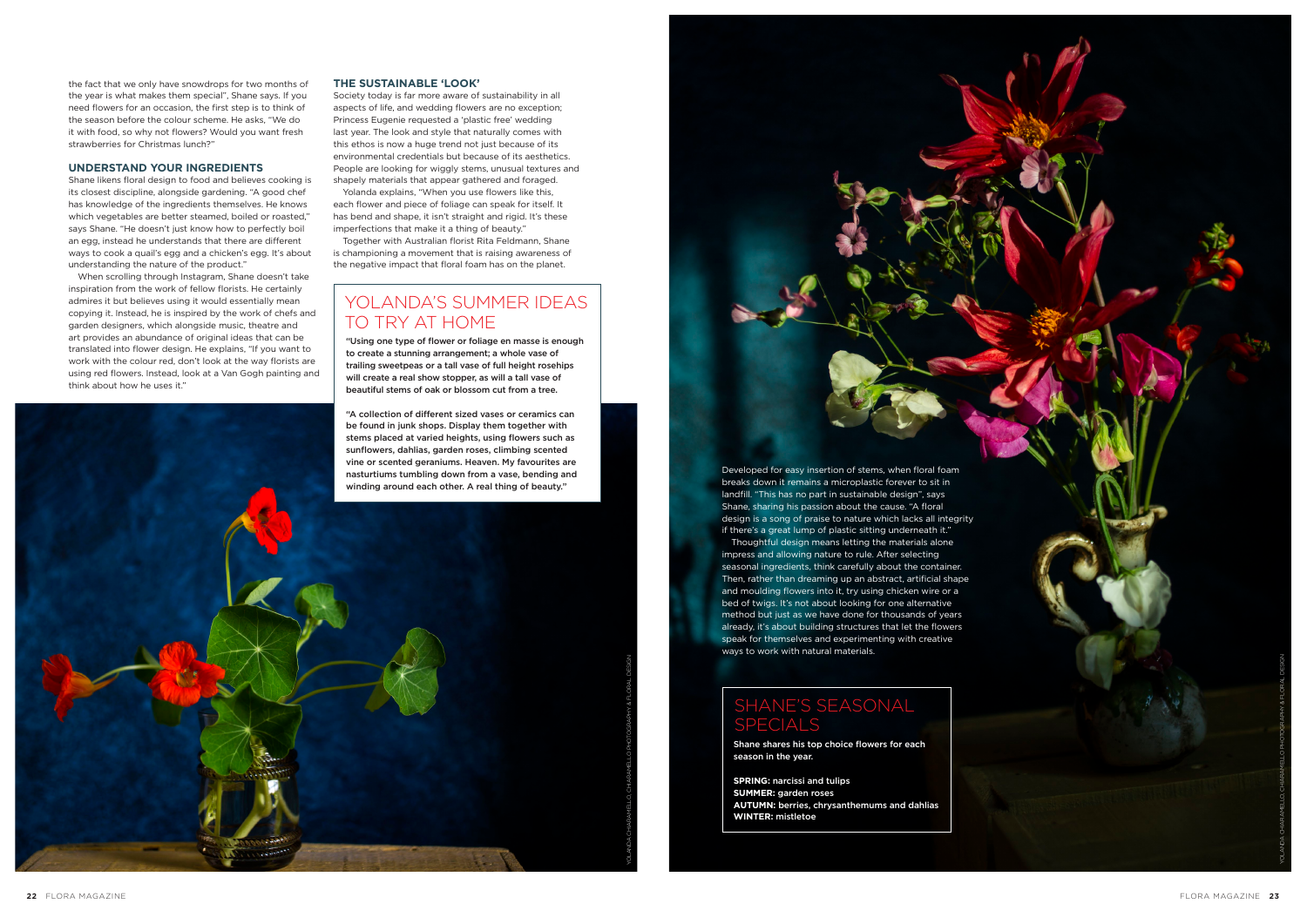the fact that we only have snowdrops for two months of the year is what makes them special", Shane says. If you need flowers for an occasion, the first step is to think of the season before the colour scheme. He asks, "We do it with food, so why not flowers? Would you want fresh strawberries for Christmas lunch?"

### UNDERSTAND YOUR INGREDIENTS

Shane likens floral design to food and believes cooking is its closest discipline, alongside gardening. "A good chef has knowledge of the ingredients themselves. He knows which vegetables are better steamed, boiled or roasted," says Shane. "He doesn't just know how to perfectly boil an egg, instead he understands that there are different ways to cook a quail's egg and a chicken's egg. It's about understanding the nature of the product."

When scrolling through Instagram, Shane doesn't take inspiration from the work of fellow florists. He certainly admires it but believes using it would essentially mean copying it. Instead, he is inspired by the work of chefs and garden designers, which alongside music, theatre and art provides an abundance of original ideas that can be translated into flower design. He explains, "If you want to work with the colour red, don't look at the way florists are using red flowers. Instead, look at a Van Gogh painting and think about how he uses it."

### THE SUSTAINABLE 'LOOK'

Society today is far more aware of sustainability in all aspects of life, and wedding flowers are no exception; Princess Eugenie requested a 'plastic free' wedding last year. The look and style that naturally comes with this ethos is now a huge trend not just because of its environmental credentials but because of its aesthetics. People are looking for wiggly stems, unusual textures and shapely materials that appear gathered and foraged.

Yolanda explains, "When you use flowers like this, each flower and piece of foliage can speak for itself. It has bend and shape, it isn't straight and rigid. It's these imperfections that make it a thing of beauty."

Together with Australian florist Rita Feldmann, Shane is championing a movement that is raising awareness of the negative impact that floral foam has on the planet.

## YOLANDA'S SUMMER IDEAS TO TRY AT HOME

**"Using one type of flower or foliage en masse is enough to create a stunning arrangement; a whole vase of trailing sweetpeas or a tall vase of full height rosehips will create a real show stopper, as will a tall vase of beautiful stems of oak or blossom cut from a tree.**

**"A collection of different sized vases or ceramics can be found in junk shops. Display them together with stems placed at varied heights, using flowers such as sunflowers, dahlias, garden roses, climbing scented vine or scented geraniums. Heaven. My favourites are nasturtiums tumbling down from a vase, bending and winding around each other. A real thing of beauty."**

YOLANDA CHIARAMELLO, CHIARAMELLO PHOTOGRAPHY & FLORAL DESIGN

Developed for easy insertion of stems, when floral foam breaks down it remains a microplastic forever to sit in landfill. "This has no part in sustainable design", says Shane, sharing his passion about the cause. "A floral design is a song of praise to nature which lacks all integrity if there's a great lump of plastic sitting underneath it."

Thoughtful design means letting the materials alone impress and allowing nature to rule. After selecting seasonal ingredients, think carefully about the container. Then, rather than dreaming up an abstract, artificial shape and moulding flowers into it, try using chicken wire or a bed of twigs. It's not about looking for one alternative method but just as we have done for thousands of years already, it's about building structures that let the flowers speak for themselves and experimenting with creative ways to work with natural materials.

## SHANE'S SEASONAL SPECIALS

**Shane shares his top choice flowers for each season in the year.**

**SPRING:** narcissi and tulips
**SUMMER:** garden roses
**AUTUMN:** berries, chrysanthemums and dahlias
**WINTER:** mistletoe

YOLANDA CHIARAMELLO, CHIARAMELLO PHOTOGRAPHY & FLORAL DESIGN